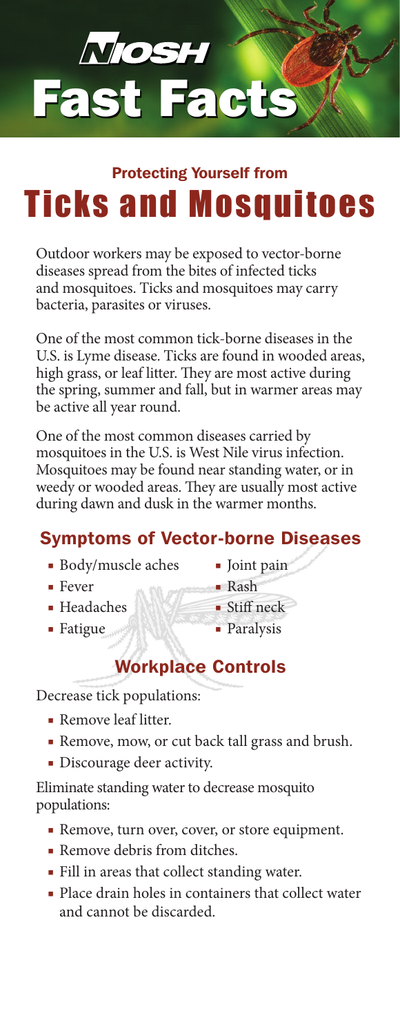# NIOSH Fast Facts

## Protecting Yourself from

# Ticks and Mosquitoes

Outdoor workers may be exposed to vector-borne diseases spread from the bites of infected ticks and mosquitoes. Ticks and mosquitoes may carry bacteria, parasites or viruses.

One of the most common tick-borne diseases in the U.S. is Lyme disease. Ticks are found in wooded areas, high grass, or leaf litter. They are most active during the spring, summer and fall, but in warmer areas may be active all year round.

One of the most common diseases carried by mosquitoes in the U.S. is West Nile virus infection. Mosquitoes may be found near standing water, or in weedy or wooded areas. They are usually most active during dawn and dusk in the warmer months.

## Symptoms of Vector-borne Diseases

- Body/muscle aches
- Fever
- Headaches
- Fatigue
- Joint pain
- Rash
- Stiff neck
- Paralysis

## Workplace Controls

Decrease tick populations:

- Remove leaf litter.
- Remove, mow, or cut back tall grass and brush.
- Discourage deer activity.

Eliminate standing water to decrease mosquito populations:

- Remove, turn over, cover, or store equipment.
- Remove debris from ditches.
- Fill in areas that collect standing water.
- Place drain holes in containers that collect water and cannot be discarded.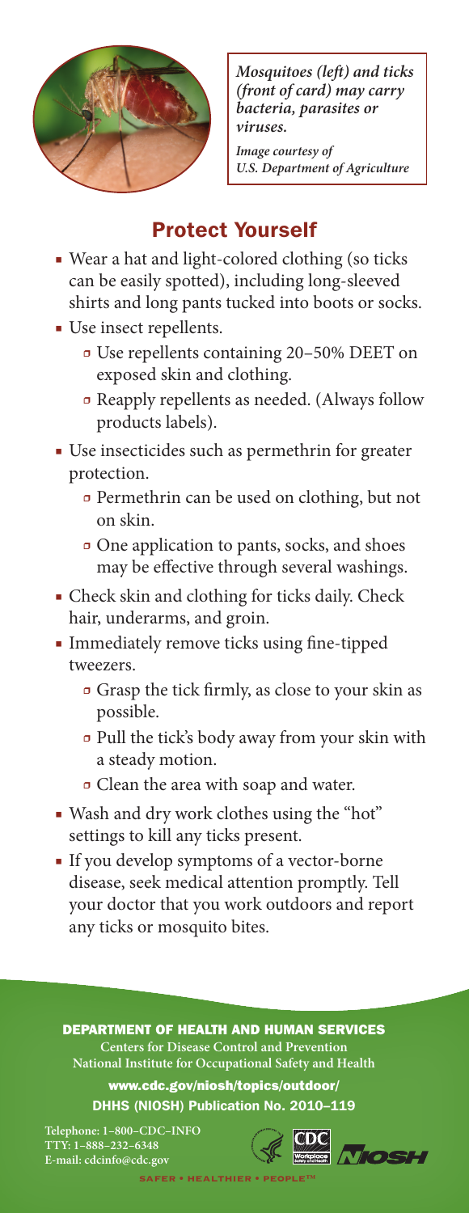*Mosquitoes (left) and ticks (front of card) may carry bacteria, parasites or viruses.*

*Image courtesy of U.S. Department of Agriculture*

## Protect Yourself

- Wear a hat and light-colored clothing (so ticks can be easily spotted), including long-sleeved shirts and long pants tucked into boots or socks.
- Use insect repellents.
  - Use repellents containing 20–50% DEET on exposed skin and clothing.
  - Reapply repellents as needed. (Always follow products labels).
- Use insecticides such as permethrin for greater protection.
  - Permethrin can be used on clothing, but not on skin.
  - One application to pants, socks, and shoes may be effective through several washings.
- Check skin and clothing for ticks daily. Check hair, underarms, and groin.
- Immediately remove ticks using fine-tipped tweezers.
  - Grasp the tick firmly, as close to your skin as possible.
  - Pull the tick's body away from your skin with a steady motion.
  - Clean the area with soap and water.
- Wash and dry work clothes using the "hot" settings to kill any ticks present.
- If you develop symptoms of a vector-borne disease, seek medical attention promptly. Tell your doctor that you work outdoors and report any ticks or mosquito bites.

**DEPARTMENT OF HEALTH AND HUMAN SERVICES**
Centers for Disease Control and Prevention
National Institute for Occupational Safety and Health

www.cdc.gov/niosh/topics/outdoor/
DHHS (NIOSH) Publication No. 2010–119

Telephone: 1–800–CDC–INFO
TTY: 1–888–232–6348
E-mail: cdcinfo@cdc.gov

SAFER • HEALTHIER • PEOPLE™